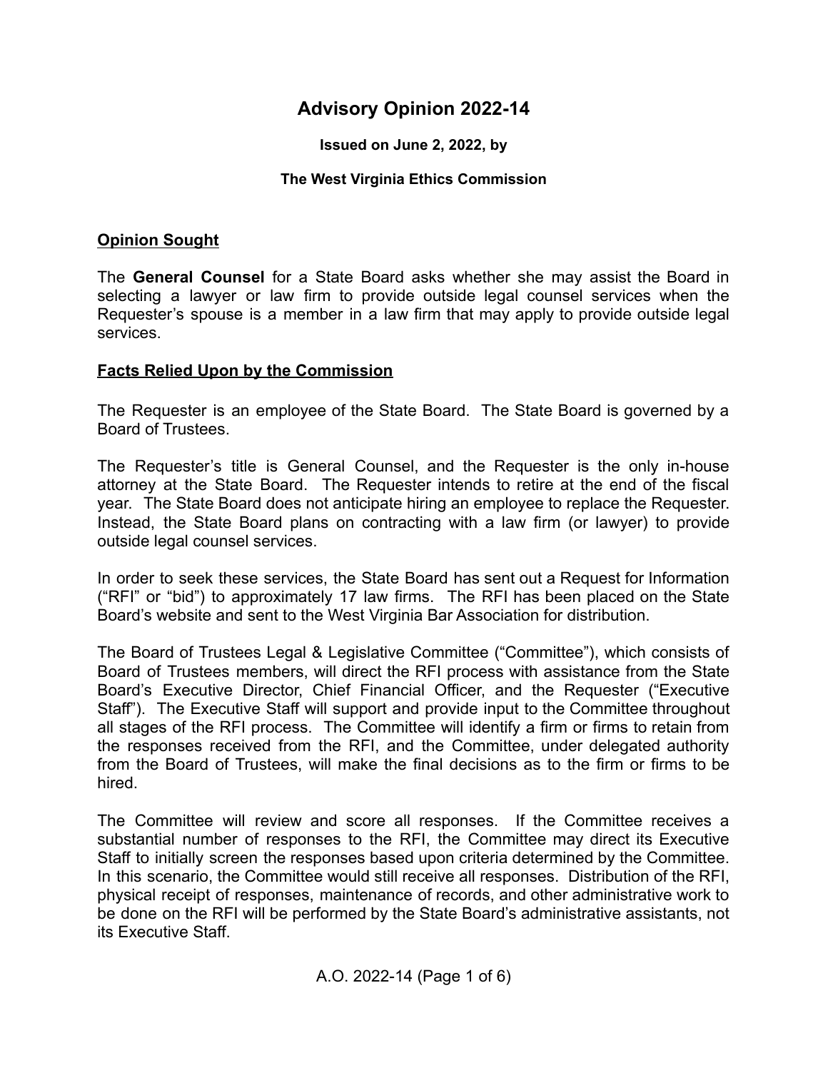# Advisory Opinion 2022-14

**Issued on June 2, 2022, by**

**The West Virginia Ethics Commission**

## Opinion Sought

The **General Counsel** for a State Board asks whether she may assist the Board in selecting a lawyer or law firm to provide outside legal counsel services when the Requester's spouse is a member in a law firm that may apply to provide outside legal services.

## Facts Relied Upon by the Commission

The Requester is an employee of the State Board. The State Board is governed by a Board of Trustees.

The Requester's title is General Counsel, and the Requester is the only in-house attorney at the State Board. The Requester intends to retire at the end of the fiscal year. The State Board does not anticipate hiring an employee to replace the Requester. Instead, the State Board plans on contracting with a law firm (or lawyer) to provide outside legal counsel services.

In order to seek these services, the State Board has sent out a Request for Information ("RFI" or "bid") to approximately 17 law firms. The RFI has been placed on the State Board's website and sent to the West Virginia Bar Association for distribution.

The Board of Trustees Legal & Legislative Committee ("Committee"), which consists of Board of Trustees members, will direct the RFI process with assistance from the State Board's Executive Director, Chief Financial Officer, and the Requester ("Executive Staff"). The Executive Staff will support and provide input to the Committee throughout all stages of the RFI process. The Committee will identify a firm or firms to retain from the responses received from the RFI, and the Committee, under delegated authority from the Board of Trustees, will make the final decisions as to the firm or firms to be hired.

The Committee will review and score all responses. If the Committee receives a substantial number of responses to the RFI, the Committee may direct its Executive Staff to initially screen the responses based upon criteria determined by the Committee. In this scenario, the Committee would still receive all responses. Distribution of the RFI, physical receipt of responses, maintenance of records, and other administrative work to be done on the RFI will be performed by the State Board's administrative assistants, not its Executive Staff.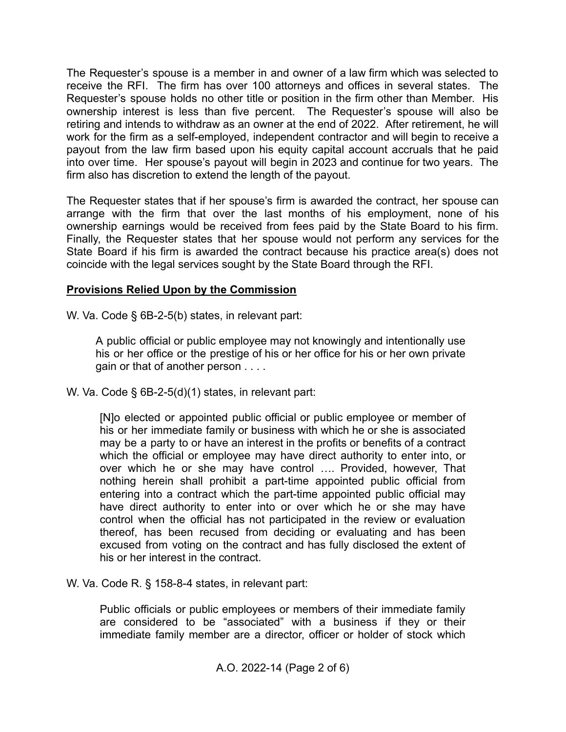The Requester's spouse is a member in and owner of a law firm which was selected to receive the RFI. The firm has over 100 attorneys and offices in several states. The Requester's spouse holds no other title or position in the firm other than Member. His ownership interest is less than five percent. The Requester's spouse will also be retiring and intends to withdraw as an owner at the end of 2022. After retirement, he will work for the firm as a self-employed, independent contractor and will begin to receive a payout from the law firm based upon his equity capital account accruals that he paid into over time. Her spouse's payout will begin in 2023 and continue for two years. The firm also has discretion to extend the length of the payout.

The Requester states that if her spouse's firm is awarded the contract, her spouse can arrange with the firm that over the last months of his employment, none of his ownership earnings would be received from fees paid by the State Board to his firm. Finally, the Requester states that her spouse would not perform any services for the State Board if his firm is awarded the contract because his practice area(s) does not coincide with the legal services sought by the State Board through the RFI.

## Provisions Relied Upon by the Commission

W. Va. Code § 6B-2-5(b) states, in relevant part:

> A public official or public employee may not knowingly and intentionally use his or her office or the prestige of his or her office for his or her own private gain or that of another person . . . .

W. Va. Code § 6B-2-5(d)(1) states, in relevant part:

> [N]o elected or appointed public official or public employee or member of his or her immediate family or business with which he or she is associated may be a party to or have an interest in the profits or benefits of a contract which the official or employee may have direct authority to enter into, or over which he or she may have control …. Provided, however, That nothing herein shall prohibit a part-time appointed public official from entering into a contract which the part-time appointed public official may have direct authority to enter into or over which he or she may have control when the official has not participated in the review or evaluation thereof, has been recused from deciding or evaluating and has been excused from voting on the contract and has fully disclosed the extent of his or her interest in the contract.

W. Va. Code R. § 158-8-4 states, in relevant part:

> Public officials or public employees or members of their immediate family are considered to be "associated" with a business if they or their immediate family member are a director, officer or holder of stock which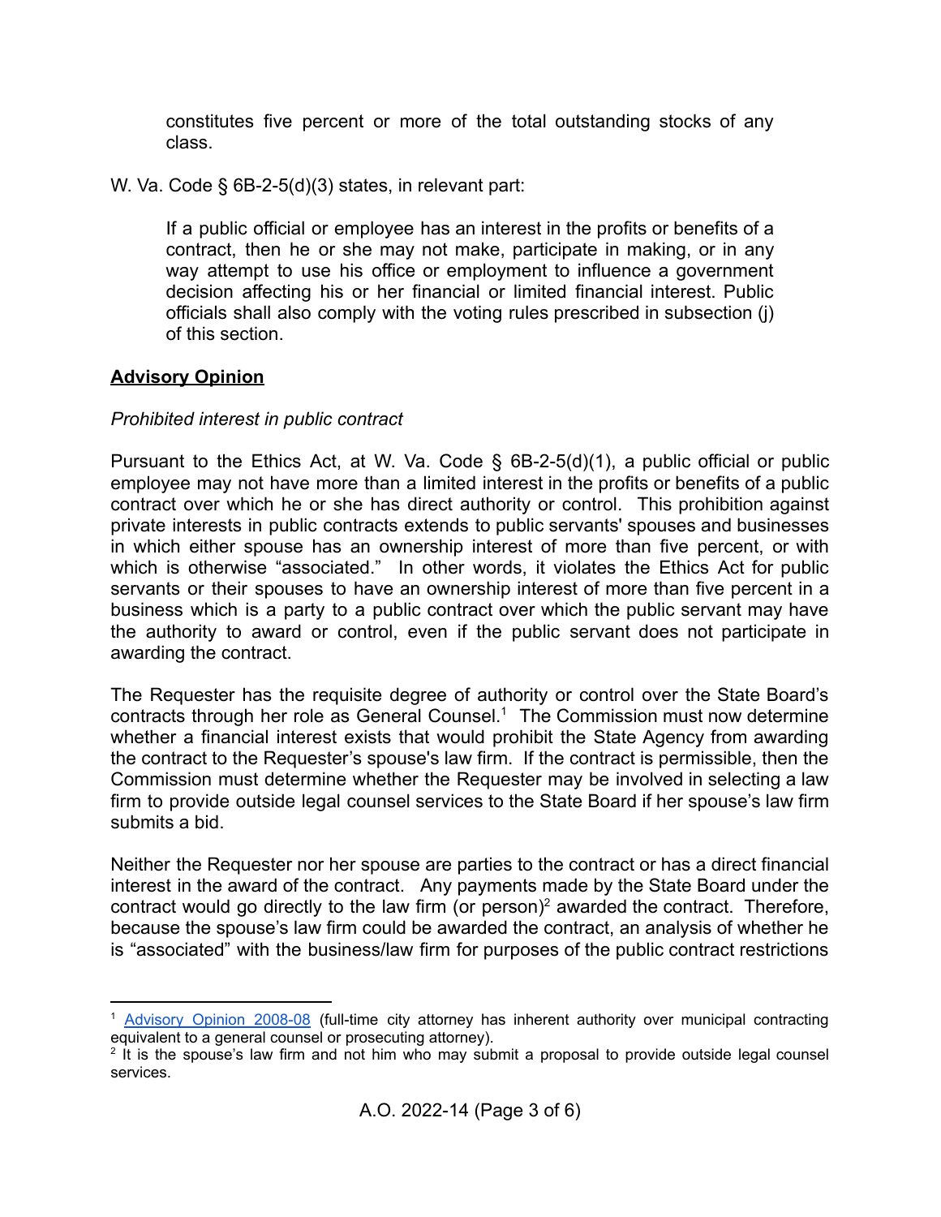> constitutes five percent or more of the total outstanding stocks of any class.

W. Va. Code § 6B-2-5(d)(3) states, in relevant part:

> If a public official or employee has an interest in the profits or benefits of a contract, then he or she may not make, participate in making, or in any way attempt to use his office or employment to influence a government decision affecting his or her financial or limited financial interest. Public officials shall also comply with the voting rules prescribed in subsection (j) of this section.

**Advisory Opinion**

*Prohibited interest in public contract*

Pursuant to the Ethics Act, at W. Va. Code § 6B-2-5(d)(1), a public official or public employee may not have more than a limited interest in the profits or benefits of a public contract over which he or she has direct authority or control. This prohibition against private interests in public contracts extends to public servants' spouses and businesses in which either spouse has an ownership interest of more than five percent, or with which is otherwise "associated." In other words, it violates the Ethics Act for public servants or their spouses to have an ownership interest of more than five percent in a business which is a party to a public contract over which the public servant may have the authority to award or control, even if the public servant does not participate in awarding the contract.

The Requester has the requisite degree of authority or control over the State Board's contracts through her role as General Counsel.[1] The Commission must now determine whether a financial interest exists that would prohibit the State Agency from awarding the contract to the Requester's spouse's law firm. If the contract is permissible, then the Commission must determine whether the Requester may be involved in selecting a law firm to provide outside legal counsel services to the State Board if her spouse's law firm submits a bid.

Neither the Requester nor her spouse are parties to the contract or has a direct financial interest in the award of the contract. Any payments made by the State Board under the contract would go directly to the law firm (or person)[2] awarded the contract. Therefore, because the spouse's law firm could be awarded the contract, an analysis of whether he is "associated" with the business/law firm for purposes of the public contract restrictions

---

[1] Advisory Opinion 2008-08 (full-time city attorney has inherent authority over municipal contracting equivalent to a general counsel or prosecuting attorney).

[2] It is the spouse's law firm and not him who may submit a proposal to provide outside legal counsel services.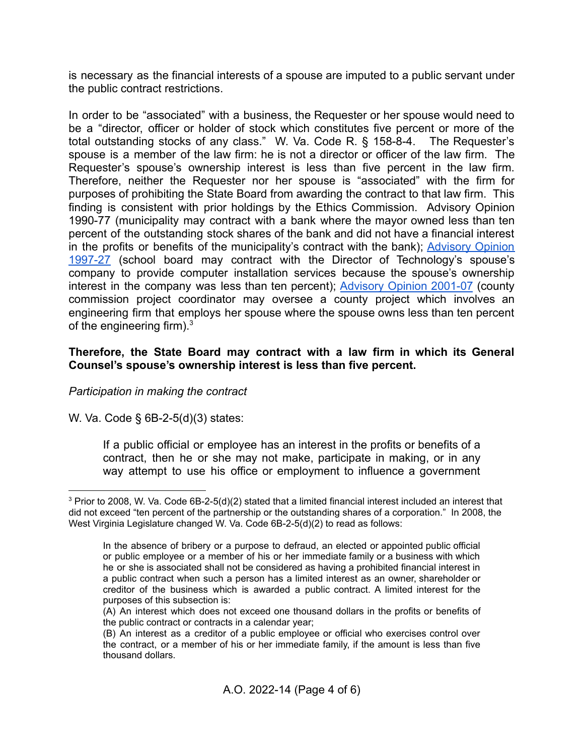is necessary as the financial interests of a spouse are imputed to a public servant under the public contract restrictions.

In order to be "associated" with a business, the Requester or her spouse would need to be a "director, officer or holder of stock which constitutes five percent or more of the total outstanding stocks of any class." W. Va. Code R. § 158-8-4. The Requester's spouse is a member of the law firm: he is not a director or officer of the law firm. The Requester's spouse's ownership interest is less than five percent in the law firm. Therefore, neither the Requester nor her spouse is "associated" with the firm for purposes of prohibiting the State Board from awarding the contract to that law firm. This finding is consistent with prior holdings by the Ethics Commission. Advisory Opinion 1990-77 (municipality may contract with a bank where the mayor owned less than ten percent of the outstanding stock shares of the bank and did not have a financial interest in the profits or benefits of the municipality's contract with the bank); Advisory Opinion 1997-27 (school board may contract with the Director of Technology's spouse's company to provide computer installation services because the spouse's ownership interest in the company was less than ten percent); Advisory Opinion 2001-07 (county commission project coordinator may oversee a county project which involves an engineering firm that employs her spouse where the spouse owns less than ten percent of the engineering firm).[3]

**Therefore, the State Board may contract with a law firm in which its General Counsel's spouse's ownership interest is less than five percent.**

*Participation in making the contract*

W. Va. Code § 6B-2-5(d)(3) states:

> If a public official or employee has an interest in the profits or benefits of a contract, then he or she may not make, participate in making, or in any way attempt to use his office or employment to influence a government

---

[3] Prior to 2008, W. Va. Code 6B-2-5(d)(2) stated that a limited financial interest included an interest that did not exceed "ten percent of the partnership or the outstanding shares of a corporation." In 2008, the West Virginia Legislature changed W. Va. Code 6B-2-5(d)(2) to read as follows:

> In the absence of bribery or a purpose to defraud, an elected or appointed public official or public employee or a member of his or her immediate family or a business with which he or she is associated shall not be considered as having a prohibited financial interest in a public contract when such a person has a limited interest as an owner, shareholder or creditor of the business which is awarded a public contract. A limited interest for the purposes of this subsection is:
>
> (A) An interest which does not exceed one thousand dollars in the profits or benefits of the public contract or contracts in a calendar year;
>
> (B) An interest as a creditor of a public employee or official who exercises control over the contract, or a member of his or her immediate family, if the amount is less than five thousand dollars.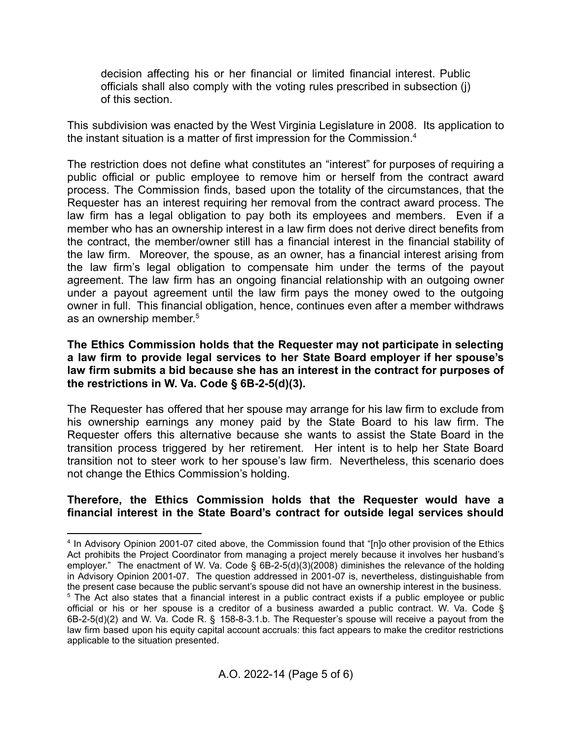decision affecting his or her financial or limited financial interest. Public officials shall also comply with the voting rules prescribed in subsection (j) of this section.

This subdivision was enacted by the West Virginia Legislature in 2008. Its application to the instant situation is a matter of first impression for the Commission.[4]

The restriction does not define what constitutes an "interest" for purposes of requiring a public official or public employee to remove him or herself from the contract award process. The Commission finds, based upon the totality of the circumstances, that the Requester has an interest requiring her removal from the contract award process. The law firm has a legal obligation to pay both its employees and members. Even if a member who has an ownership interest in a law firm does not derive direct benefits from the contract, the member/owner still has a financial interest in the financial stability of the law firm. Moreover, the spouse, as an owner, has a financial interest arising from the law firm's legal obligation to compensate him under the terms of the payout agreement. The law firm has an ongoing financial relationship with an outgoing owner under a payout agreement until the law firm pays the money owed to the outgoing owner in full. This financial obligation, hence, continues even after a member withdraws as an ownership member.[5]

**The Ethics Commission holds that the Requester may not participate in selecting a law firm to provide legal services to her State Board employer if her spouse's law firm submits a bid because she has an interest in the contract for purposes of the restrictions in W. Va. Code § 6B-2-5(d)(3).**

The Requester has offered that her spouse may arrange for his law firm to exclude from his ownership earnings any money paid by the State Board to his law firm. The Requester offers this alternative because she wants to assist the State Board in the transition process triggered by her retirement. Her intent is to help her State Board transition not to steer work to her spouse's law firm. Nevertheless, this scenario does not change the Ethics Commission's holding.

**Therefore, the Ethics Commission holds that the Requester would have a financial interest in the State Board's contract for outside legal services should**

---

[4] In Advisory Opinion 2001-07 cited above, the Commission found that "[n]o other provision of the Ethics Act prohibits the Project Coordinator from managing a project merely because it involves her husband's employer." The enactment of W. Va. Code § 6B-2-5(d)(3)(2008) diminishes the relevance of the holding in Advisory Opinion 2001-07. The question addressed in 2001-07 is, nevertheless, distinguishable from the present case because the public servant's spouse did not have an ownership interest in the business.

[5] The Act also states that a financial interest in a public contract exists if a public employee or public official or his or her spouse is a creditor of a business awarded a public contract. W. Va. Code § 6B-2-5(d)(2) and W. Va. Code R. § 158-8-3.1.b. The Requester's spouse will receive a payout from the law firm based upon his equity capital account accruals: this fact appears to make the creditor restrictions applicable to the situation presented.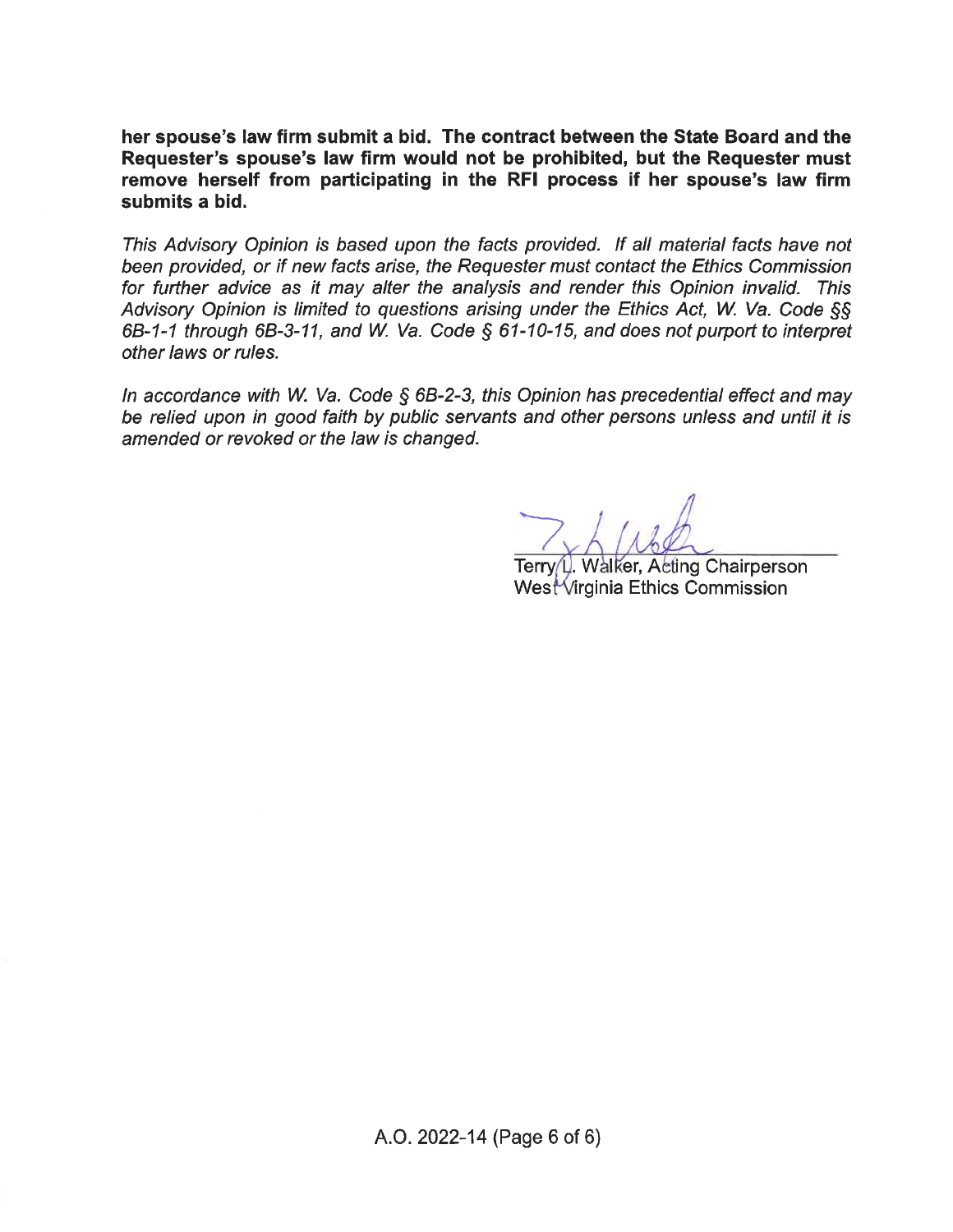**her spouse's law firm submit a bid. The contract between the State Board and the Requester's spouse's law firm would not be prohibited, but the Requester must remove herself from participating in the RFI process if her spouse's law firm submits a bid.**

*This Advisory Opinion is based upon the facts provided. If all material facts have not been provided, or if new facts arise, the Requester must contact the Ethics Commission for further advice as it may alter the analysis and render this Opinion invalid. This Advisory Opinion is limited to questions arising under the Ethics Act, W. Va. Code §§ 6B-1-1 through 6B-3-11, and W. Va. Code § 61-10-15, and does not purport to interpret other laws or rules.*

*In accordance with W. Va. Code § 6B-2-3, this Opinion has precedential effect and may be relied upon in good faith by public servants and other persons unless and until it is amended or revoked or the law is changed.*

Terry L. Walker, Acting Chairperson
West Virginia Ethics Commission

A.O. 2022-14